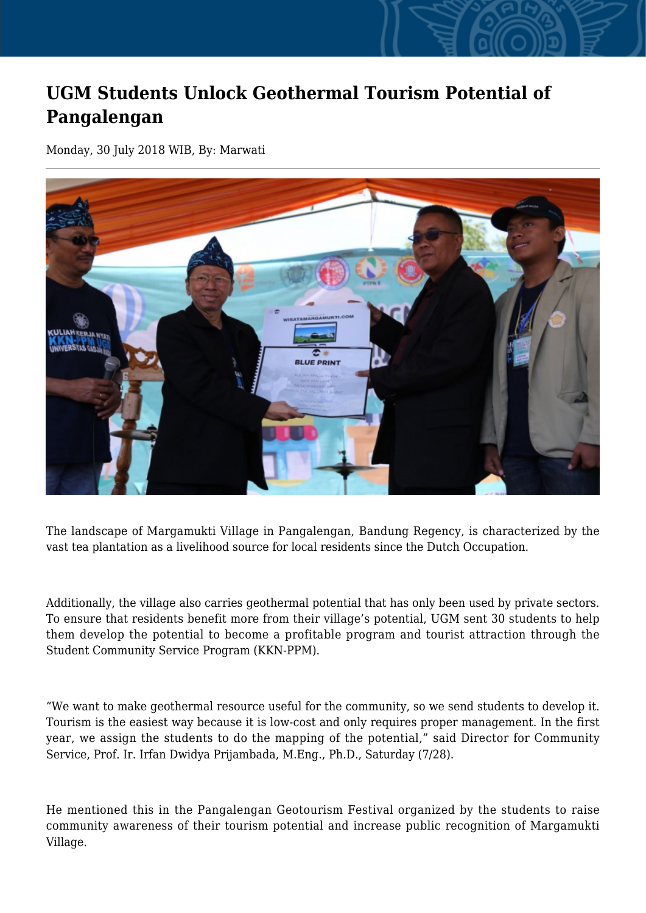# UGM Students Unlock Geothermal Tourism Potential of Pangalengan

Monday, 30 July 2018 WIB, By: Marwati

The landscape of Margamukti Village in Pangalengan, Bandung Regency, is characterized by the vast tea plantation as a livelihood source for local residents since the Dutch Occupation.

Additionally, the village also carries geothermal potential that has only been used by private sectors. To ensure that residents benefit more from their village's potential, UGM sent 30 students to help them develop the potential to become a profitable program and tourist attraction through the Student Community Service Program (KKN-PPM).

"We want to make geothermal resource useful for the community, so we send students to develop it. Tourism is the easiest way because it is low-cost and only requires proper management. In the first year, we assign the students to do the mapping of the potential," said Director for Community Service, Prof. Ir. Irfan Dwidya Prijambada, M.Eng., Ph.D., Saturday (7/28).

He mentioned this in the Pangalengan Geotourism Festival organized by the students to raise community awareness of their tourism potential and increase public recognition of Margamukti Village.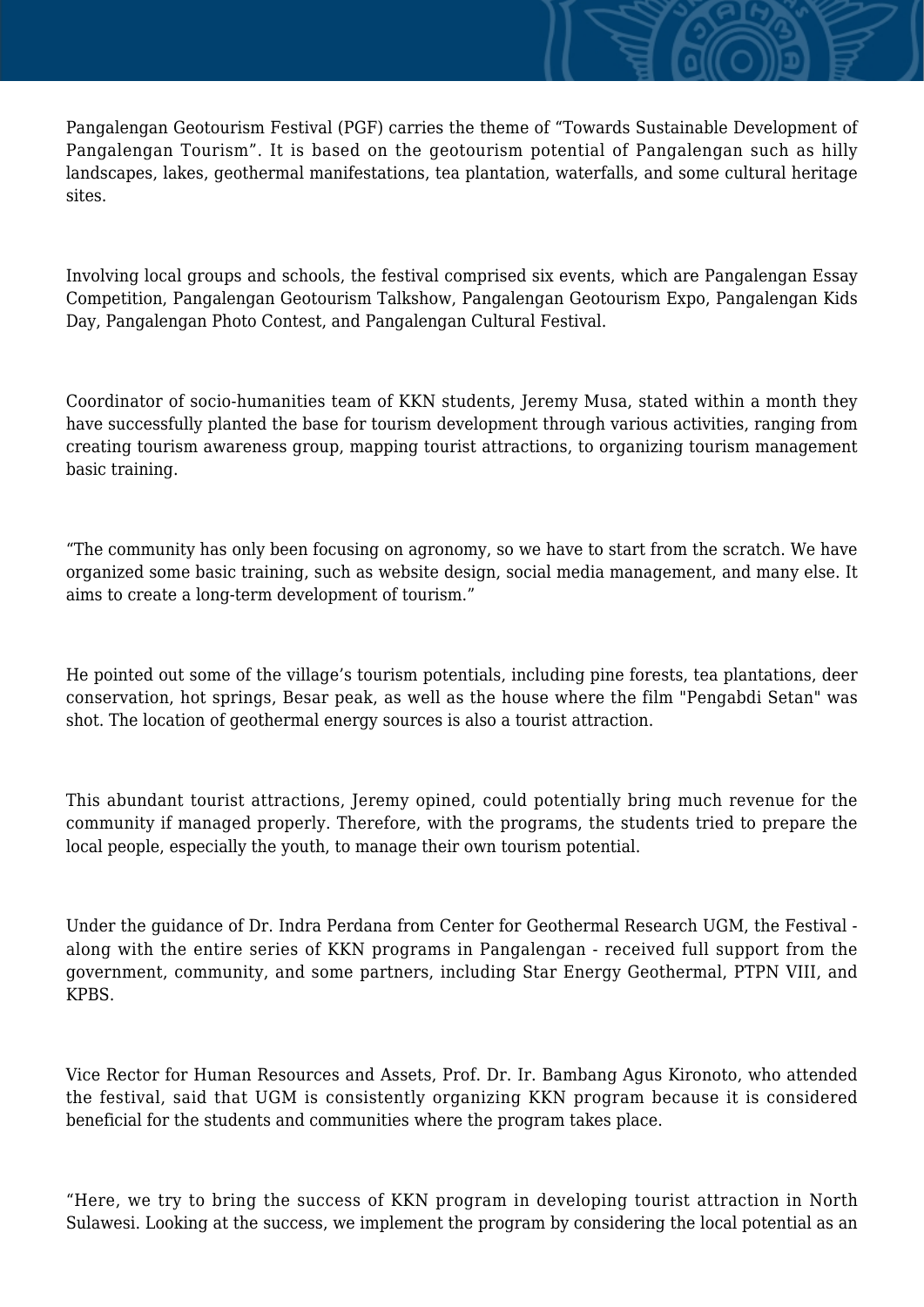Pangalengan Geotourism Festival (PGF) carries the theme of "Towards Sustainable Development of Pangalengan Tourism". It is based on the geotourism potential of Pangalengan such as hilly landscapes, lakes, geothermal manifestations, tea plantation, waterfalls, and some cultural heritage sites.

Involving local groups and schools, the festival comprised six events, which are Pangalengan Essay Competition, Pangalengan Geotourism Talkshow, Pangalengan Geotourism Expo, Pangalengan Kids Day, Pangalengan Photo Contest, and Pangalengan Cultural Festival.

Coordinator of socio-humanities team of KKN students, Jeremy Musa, stated within a month they have successfully planted the base for tourism development through various activities, ranging from creating tourism awareness group, mapping tourist attractions, to organizing tourism management basic training.

"The community has only been focusing on agronomy, so we have to start from the scratch. We have organized some basic training, such as website design, social media management, and many else. It aims to create a long-term development of tourism."

He pointed out some of the village's tourism potentials, including pine forests, tea plantations, deer conservation, hot springs, Besar peak, as well as the house where the film "Pengabdi Setan" was shot. The location of geothermal energy sources is also a tourist attraction.

This abundant tourist attractions, Jeremy opined, could potentially bring much revenue for the community if managed properly. Therefore, with the programs, the students tried to prepare the local people, especially the youth, to manage their own tourism potential.

Under the guidance of Dr. Indra Perdana from Center for Geothermal Research UGM, the Festival - along with the entire series of KKN programs in Pangalengan - received full support from the government, community, and some partners, including Star Energy Geothermal, PTPN VIII, and KPBS.

Vice Rector for Human Resources and Assets, Prof. Dr. Ir. Bambang Agus Kironoto, who attended the festival, said that UGM is consistently organizing KKN program because it is considered beneficial for the students and communities where the program takes place.

"Here, we try to bring the success of KKN program in developing tourist attraction in North Sulawesi. Looking at the success, we implement the program by considering the local potential as an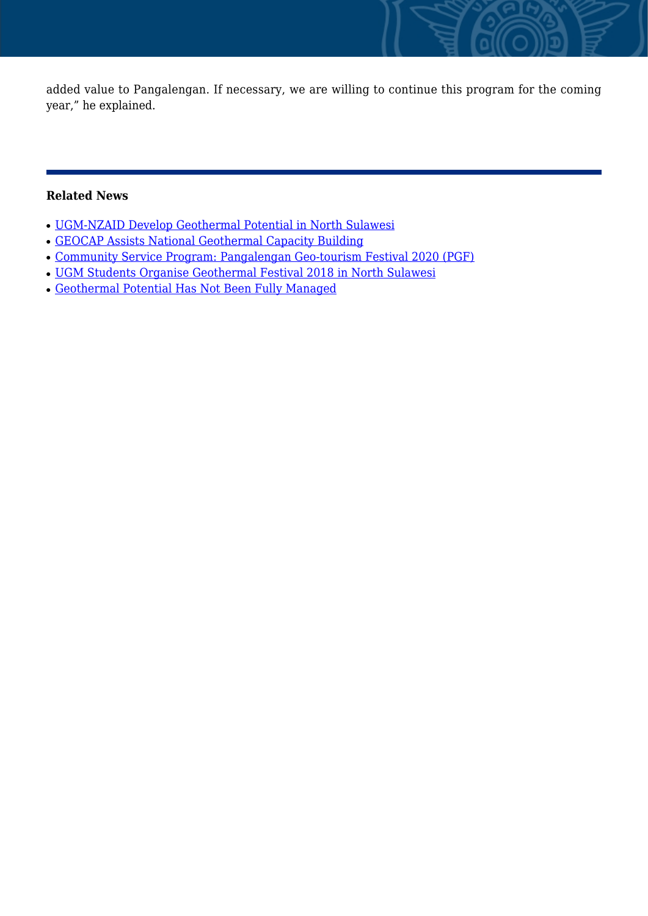added value to Pangalengan. If necessary, we are willing to continue this program for the coming year," he explained.

---

**Related News**

- UGM-NZAID Develop Geothermal Potential in North Sulawesi
- GEOCAP Assists National Geothermal Capacity Building
- Community Service Program: Pangalengan Geo-tourism Festival 2020 (PGF)
- UGM Students Organise Geothermal Festival 2018 in North Sulawesi
- Geothermal Potential Has Not Been Fully Managed